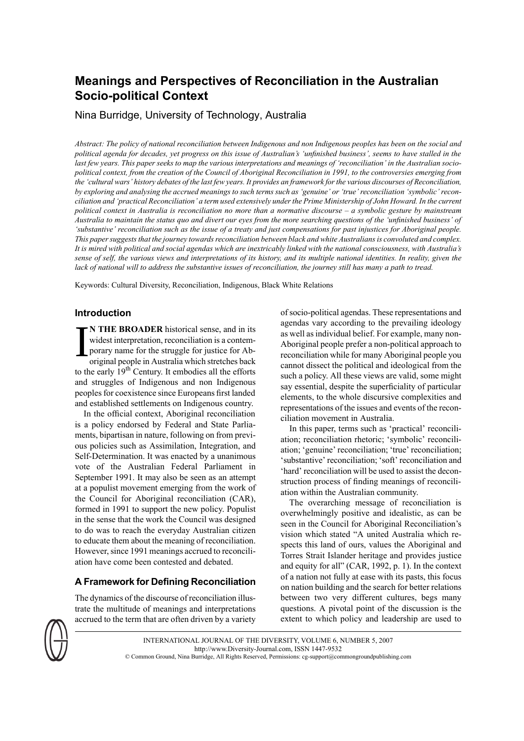# Meanings and Perspectives of Reconciliation in the Australian Socio-political Context

Nina Burridge, University of Technology, Australia

*Abstract: The policy of national reconciliation between Indigenous and non Indigenous peoples has been on the social and political agenda for decades, yet progress on this issue of Australian's 'unfinished business', seems to have stalled in the last few years. This paper seeks to map the various interpretations and meanings of 'reconciliation' in the Australian socio-political context, from the creation of the Council of Aboriginal Reconciliation in 1991, to the controversies emerging from the 'cultural wars' history debates of the last few years. It provides an framework for the various discourses of Reconciliation, by exploring and analysing the accrued meanings to such terms such as 'genuine' or 'true' reconciliation 'symbolic' reconciliation and 'practical Reconciliation' a term used extensively under the Prime Ministership of John Howard. In the current political context in Australia is reconciliation no more than a normative discourse – a symbolic gesture by mainstream Australia to maintain the status quo and divert our eyes from the more searching questions of the 'unfinished business' of 'substantive' reconciliation such as the issue of a treaty and just compensations for past injustices for Aboriginal people. This paper suggests that the journey towards reconciliation between black and white Australians is convoluted and complex. It is mired with political and social agendas which are inextricably linked with the national consciousness, with Australia's sense of self, the various views and interpretations of its history, and its multiple national identities. In reality, given the lack of national will to address the substantive issues of reconciliation, the journey still has many a path to tread.*

Keywords: Cultural Diversity, Reconciliation, Indigenous, Black White Relations

## Introduction

**IN THE BROADER** historical sense, and in its widest interpretation, reconciliation is a contemporary name for the struggle for justice for Aboriginal people in Australia which stretches back to the early 19th Century. It embodies all the efforts and struggles of Indigenous and non Indigenous peoples for coexistence since Europeans first landed and established settlements on Indigenous country.

In the official context, Aboriginal reconciliation is a policy endorsed by Federal and State Parliaments, bipartisan in nature, following on from previous policies such as Assimilation, Integration, and Self-Determination. It was enacted by a unanimous vote of the Australian Federal Parliament in September 1991. It may also be seen as an attempt at a populist movement emerging from the work of the Council for Aboriginal reconciliation (CAR), formed in 1991 to support the new policy. Populist in the sense that the work the Council was designed to do was to reach the everyday Australian citizen to educate them about the meaning of reconciliation. However, since 1991 meanings accrued to reconciliation have come been contested and debated.

## A Framework for Defining Reconciliation

The dynamics of the discourse of reconciliation illustrate the multitude of meanings and interpretations accrued to the term that are often driven by a variety of socio-political agendas. These representations and agendas vary according to the prevailing ideology as well as individual belief. For example, many non-Aboriginal people prefer a non-political approach to reconciliation while for many Aboriginal people you cannot dissect the political and ideological from the such a policy. All these views are valid, some might say essential, despite the superficiality of particular elements, to the whole discursive complexities and representations of the issues and events of the reconciliation movement in Australia.

In this paper, terms such as 'practical' reconciliation; reconciliation rhetoric; 'symbolic' reconciliation; 'genuine' reconciliation; 'true' reconciliation; 'substantive' reconciliation; 'soft' reconciliation and 'hard' reconciliation will be used to assist the deconstruction process of finding meanings of reconciliation within the Australian community.

The overarching message of reconciliation is overwhelmingly positive and idealistic, as can be seen in the Council for Aboriginal Reconciliation's vision which stated "A united Australia which respects this land of ours, values the Aboriginal and Torres Strait Islander heritage and provides justice and equity for all" (CAR, 1992, p. 1). In the context of a nation not fully at ease with its pasts, this focus on nation building and the search for better relations between two very different cultures, begs many questions. A pivotal point of the discussion is the extent to which policy and leadership are used to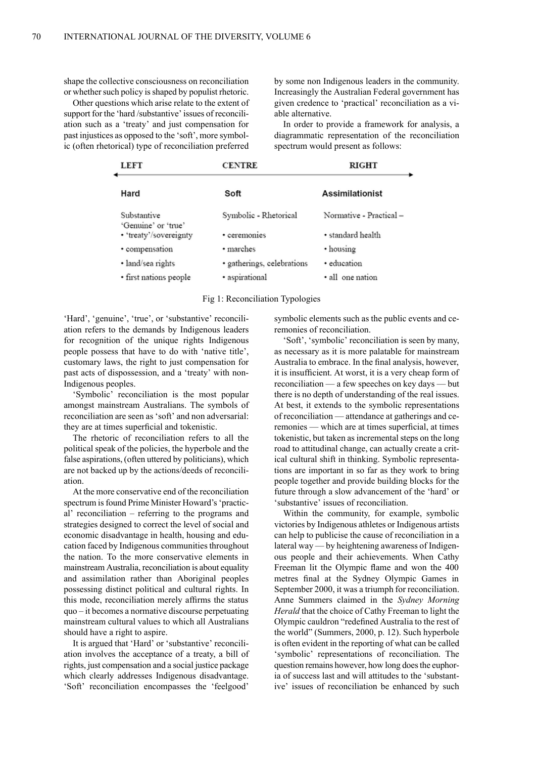shape the collective consciousness on reconciliation or whether such policy is shaped by populist rhetoric.

Other questions which arise relate to the extent of support for the 'hard /substantive' issues of reconciliation such as a 'treaty' and just compensation for past injustices as opposed to the 'soft', more symbolic (often rhetorical) type of reconciliation preferred by some non Indigenous leaders in the community. Increasingly the Australian Federal government has given credence to 'practical' reconciliation as a viable alternative.

In order to provide a framework for analysis, a diagrammatic representation of the reconciliation spectrum would present as follows:

| LEFT | CENTRE | RIGHT |
|---|---|---|
| **Hard** | **Soft** | **Assimilationist** |
| Substantive 'Genuine' or 'true' | Symbolic - Rhetorical | Normative - Practical – |
| • 'treaty'/sovereignty | • ceremonies | • standard health |
| • compensation | • marches | • housing |
| • land/sea rights | • gatherings, celebrations | • education |
| • first nations people | • aspirational | • all one nation |

Fig 1: Reconciliation Typologies

'Hard', 'genuine', 'true', or 'substantive' reconciliation refers to the demands by Indigenous leaders for recognition of the unique rights Indigenous people possess that have to do with 'native title', customary laws, the right to just compensation for past acts of dispossession, and a 'treaty' with non-Indigenous peoples.

'Symbolic' reconciliation is the most popular amongst mainstream Australians. The symbols of reconciliation are seen as 'soft' and non adversarial: they are at times superficial and tokenistic.

The rhetoric of reconciliation refers to all the political speak of the policies, the hyperbole and the false aspirations, (often uttered by politicians), which are not backed up by the actions/deeds of reconciliation.

At the more conservative end of the reconciliation spectrum is found Prime Minister Howard's 'practical' reconciliation – referring to the programs and strategies designed to correct the level of social and economic disadvantage in health, housing and education faced by Indigenous communities throughout the nation. To the more conservative elements in mainstream Australia, reconciliation is about equality and assimilation rather than Aboriginal peoples possessing distinct political and cultural rights. In this mode, reconciliation merely affirms the status quo – it becomes a normative discourse perpetuating mainstream cultural values to which all Australians should have a right to aspire.

It is argued that 'Hard' or 'substantive' reconciliation involves the acceptance of a treaty, a bill of rights, just compensation and a social justice package which clearly addresses Indigenous disadvantage. 'Soft' reconciliation encompasses the 'feelgood' symbolic elements such as the public events and ceremonies of reconciliation.

'Soft', 'symbolic' reconciliation is seen by many, as necessary as it is more palatable for mainstream Australia to embrace. In the final analysis, however, it is insufficient. At worst, it is a very cheap form of reconciliation — a few speeches on key days — but there is no depth of understanding of the real issues. At best, it extends to the symbolic representations of reconciliation — attendance at gatherings and ceremonies — which are at times superficial, at times tokenistic, but taken as incremental steps on the long road to attitudinal change, can actually create a critical cultural shift in thinking. Symbolic representations are important in so far as they work to bring people together and provide building blocks for the future through a slow advancement of the 'hard' or 'substantive' issues of reconciliation.

Within the community, for example, symbolic victories by Indigenous athletes or Indigenous artists can help to publicise the cause of reconciliation in a lateral way — by heightening awareness of Indigenous people and their achievements. When Cathy Freeman lit the Olympic flame and won the 400 metres final at the Sydney Olympic Games in September 2000, it was a triumph for reconciliation. Anne Summers claimed in the *Sydney Morning Herald* that the choice of Cathy Freeman to light the Olympic cauldron "redefined Australia to the rest of the world" (Summers, 2000, p. 12). Such hyperbole is often evident in the reporting of what can be called 'symbolic' representations of reconciliation. The question remains however, how long does the euphoria of success last and will attitudes to the 'substantive' issues of reconciliation be enhanced by such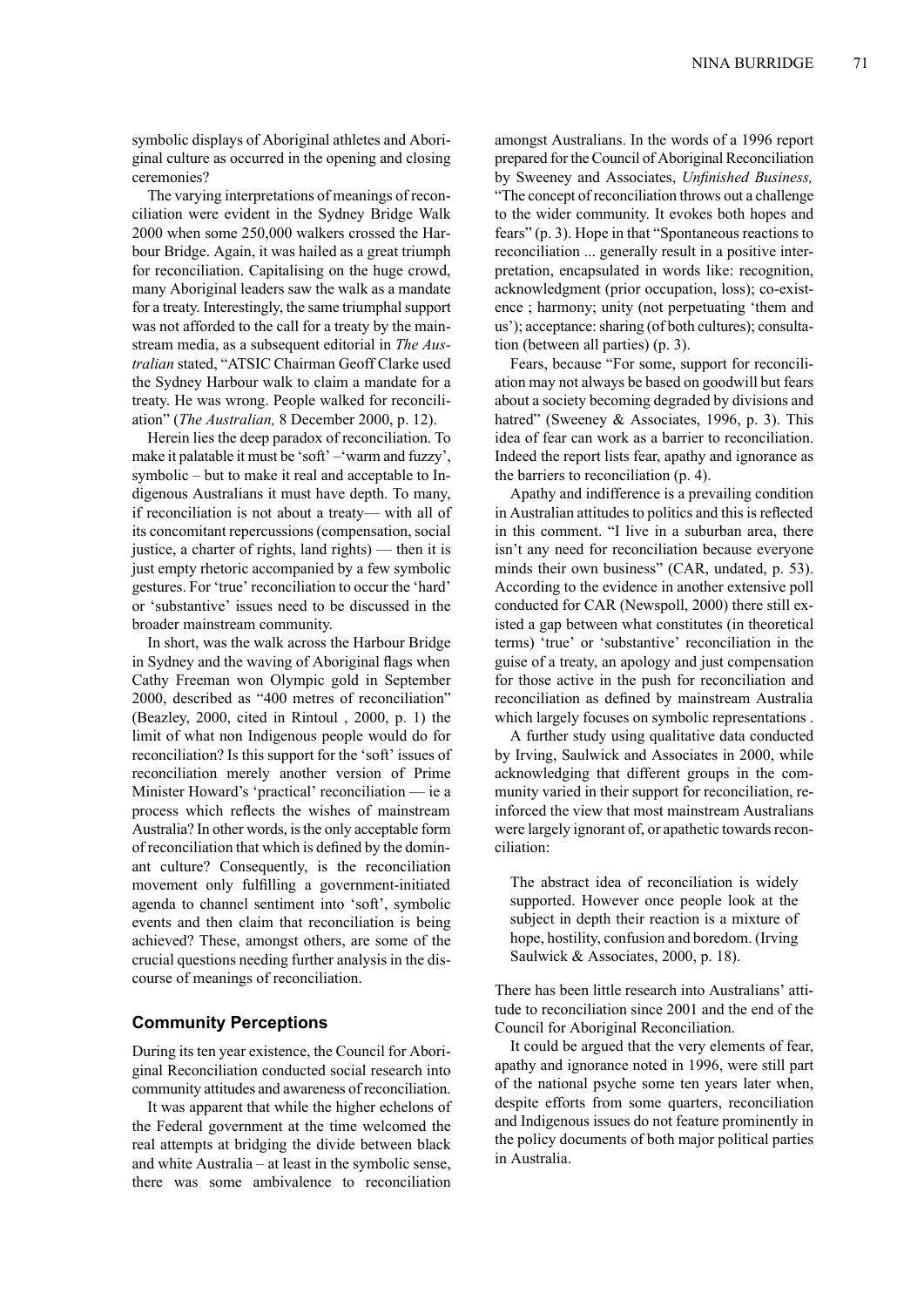symbolic displays of Aboriginal athletes and Aboriginal culture as occurred in the opening and closing ceremonies?

The varying interpretations of meanings of reconciliation were evident in the Sydney Bridge Walk 2000 when some 250,000 walkers crossed the Harbour Bridge. Again, it was hailed as a great triumph for reconciliation. Capitalising on the huge crowd, many Aboriginal leaders saw the walk as a mandate for a treaty. Interestingly, the same triumphal support was not afforded to the call for a treaty by the mainstream media, as a subsequent editorial in *The Australian* stated, "ATSIC Chairman Geoff Clarke used the Sydney Harbour walk to claim a mandate for a treaty. He was wrong. People walked for reconciliation" (*The Australian,* 8 December 2000, p. 12).

Herein lies the deep paradox of reconciliation. To make it palatable it must be 'soft' –'warm and fuzzy', symbolic – but to make it real and acceptable to Indigenous Australians it must have depth. To many, if reconciliation is not about a treaty— with all of its concomitant repercussions (compensation, social justice, a charter of rights, land rights) — then it is just empty rhetoric accompanied by a few symbolic gestures. For 'true' reconciliation to occur the 'hard' or 'substantive' issues need to be discussed in the broader mainstream community.

In short, was the walk across the Harbour Bridge in Sydney and the waving of Aboriginal flags when Cathy Freeman won Olympic gold in September 2000, described as "400 metres of reconciliation" (Beazley, 2000, cited in Rintoul , 2000, p. 1) the limit of what non Indigenous people would do for reconciliation? Is this support for the 'soft' issues of reconciliation merely another version of Prime Minister Howard's 'practical' reconciliation — ie a process which reflects the wishes of mainstream Australia? In other words, is the only acceptable form of reconciliation that which is defined by the dominant culture? Consequently, is the reconciliation movement only fulfilling a government-initiated agenda to channel sentiment into 'soft', symbolic events and then claim that reconciliation is being achieved? These, amongst others, are some of the crucial questions needing further analysis in the discourse of meanings of reconciliation.

## Community Perceptions

During its ten year existence, the Council for Aboriginal Reconciliation conducted social research into community attitudes and awareness of reconciliation.

It was apparent that while the higher echelons of the Federal government at the time welcomed the real attempts at bridging the divide between black and white Australia – at least in the symbolic sense, there was some ambivalence to reconciliation amongst Australians. In the words of a 1996 report prepared for the Council of Aboriginal Reconciliation by Sweeney and Associates, *Unfinished Business,* "The concept of reconciliation throws out a challenge to the wider community. It evokes both hopes and fears" (p. 3). Hope in that "Spontaneous reactions to reconciliation ... generally result in a positive interpretation, encapsulated in words like: recognition, acknowledgment (prior occupation, loss); co-existence ; harmony; unity (not perpetuating 'them and us'); acceptance: sharing (of both cultures); consultation (between all parties) (p. 3).

Fears, because "For some, support for reconciliation may not always be based on goodwill but fears about a society becoming degraded by divisions and hatred" (Sweeney & Associates, 1996, p. 3). This idea of fear can work as a barrier to reconciliation. Indeed the report lists fear, apathy and ignorance as the barriers to reconciliation (p. 4).

Apathy and indifference is a prevailing condition in Australian attitudes to politics and this is reflected in this comment. "I live in a suburban area, there isn't any need for reconciliation because everyone minds their own business" (CAR, undated, p. 53). According to the evidence in another extensive poll conducted for CAR (Newspoll, 2000) there still existed a gap between what constitutes (in theoretical terms) 'true' or 'substantive' reconciliation in the guise of a treaty, an apology and just compensation for those active in the push for reconciliation and reconciliation as defined by mainstream Australia which largely focuses on symbolic representations .

A further study using qualitative data conducted by Irving, Saulwick and Associates in 2000, while acknowledging that different groups in the community varied in their support for reconciliation, reinforced the view that most mainstream Australians were largely ignorant of, or apathetic towards reconciliation:

> The abstract idea of reconciliation is widely supported. However once people look at the subject in depth their reaction is a mixture of hope, hostility, confusion and boredom. (Irving Saulwick & Associates, 2000, p. 18).

There has been little research into Australians' attitude to reconciliation since 2001 and the end of the Council for Aboriginal Reconciliation.

It could be argued that the very elements of fear, apathy and ignorance noted in 1996, were still part of the national psyche some ten years later when, despite efforts from some quarters, reconciliation and Indigenous issues do not feature prominently in the policy documents of both major political parties in Australia.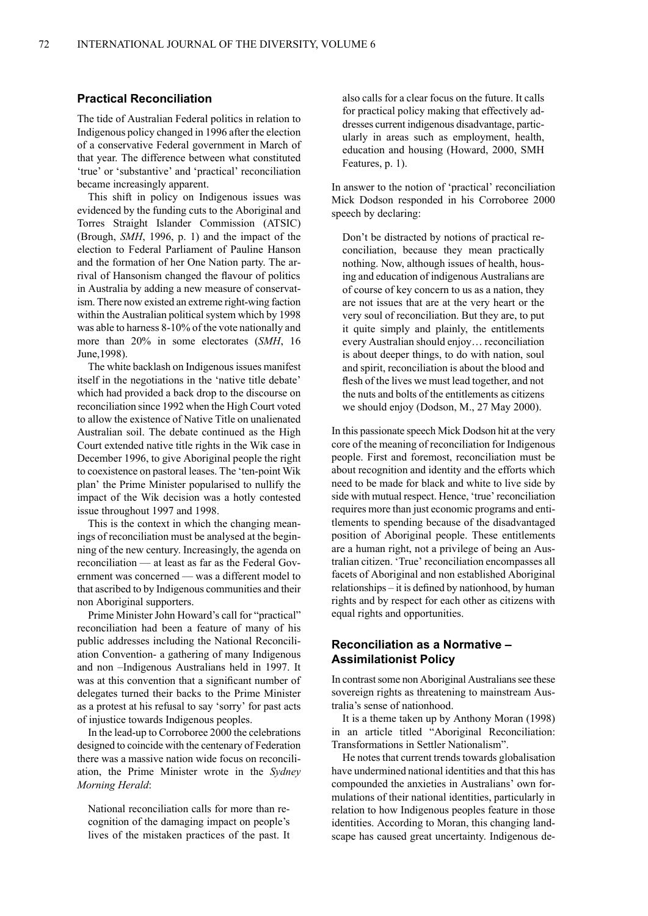## Practical Reconciliation

The tide of Australian Federal politics in relation to Indigenous policy changed in 1996 after the election of a conservative Federal government in March of that year. The difference between what constituted 'true' or 'substantive' and 'practical' reconciliation became increasingly apparent.

This shift in policy on Indigenous issues was evidenced by the funding cuts to the Aboriginal and Torres Straight Islander Commission (ATSIC) (Brough, *SMH*, 1996, p. 1) and the impact of the election to Federal Parliament of Pauline Hanson and the formation of her One Nation party. The arrival of Hansonism changed the flavour of politics in Australia by adding a new measure of conservatism. There now existed an extreme right-wing faction within the Australian political system which by 1998 was able to harness 8-10% of the vote nationally and more than 20% in some electorates (*SMH*, 16 June,1998).

The white backlash on Indigenous issues manifest itself in the negotiations in the 'native title debate' which had provided a back drop to the discourse on reconciliation since 1992 when the High Court voted to allow the existence of Native Title on unalienated Australian soil. The debate continued as the High Court extended native title rights in the Wik case in December 1996, to give Aboriginal people the right to coexistence on pastoral leases. The 'ten-point Wik plan' the Prime Minister popularised to nullify the impact of the Wik decision was a hotly contested issue throughout 1997 and 1998.

This is the context in which the changing meanings of reconciliation must be analysed at the beginning of the new century. Increasingly, the agenda on reconciliation — at least as far as the Federal Government was concerned — was a different model to that ascribed to by Indigenous communities and their non Aboriginal supporters.

Prime Minister John Howard's call for "practical" reconciliation had been a feature of many of his public addresses including the National Reconciliation Convention- a gathering of many Indigenous and non –Indigenous Australians held in 1997. It was at this convention that a significant number of delegates turned their backs to the Prime Minister as a protest at his refusal to say 'sorry' for past acts of injustice towards Indigenous peoples.

In the lead-up to Corroboree 2000 the celebrations designed to coincide with the centenary of Federation there was a massive nation wide focus on reconciliation, the Prime Minister wrote in the *Sydney Morning Herald*:

> National reconciliation calls for more than recognition of the damaging impact on people's lives of the mistaken practices of the past. It also calls for a clear focus on the future. It calls for practical policy making that effectively addresses current indigenous disadvantage, particularly in areas such as employment, health, education and housing (Howard, 2000, SMH Features, p. 1).

In answer to the notion of 'practical' reconciliation Mick Dodson responded in his Corroboree 2000 speech by declaring:

> Don't be distracted by notions of practical reconciliation, because they mean practically nothing. Now, although issues of health, housing and education of indigenous Australians are of course of key concern to us as a nation, they are not issues that are at the very heart or the very soul of reconciliation. But they are, to put it quite simply and plainly, the entitlements every Australian should enjoy… reconciliation is about deeper things, to do with nation, soul and spirit, reconciliation is about the blood and flesh of the lives we must lead together, and not the nuts and bolts of the entitlements as citizens we should enjoy (Dodson, M., 27 May 2000).

In this passionate speech Mick Dodson hit at the very core of the meaning of reconciliation for Indigenous people. First and foremost, reconciliation must be about recognition and identity and the efforts which need to be made for black and white to live side by side with mutual respect. Hence, 'true' reconciliation requires more than just economic programs and entitlements to spending because of the disadvantaged position of Aboriginal people. These entitlements are a human right, not a privilege of being an Australian citizen. 'True' reconciliation encompasses all facets of Aboriginal and non established Aboriginal relationships – it is defined by nationhood, by human rights and by respect for each other as citizens with equal rights and opportunities.

## Reconciliation as a Normative – Assimilationist Policy

In contrast some non Aboriginal Australians see these sovereign rights as threatening to mainstream Australia's sense of nationhood.

It is a theme taken up by Anthony Moran (1998) in an article titled "Aboriginal Reconciliation: Transformations in Settler Nationalism".

He notes that current trends towards globalisation have undermined national identities and that this has compounded the anxieties in Australians' own formulations of their national identities, particularly in relation to how Indigenous peoples feature in those identities. According to Moran, this changing landscape has caused great uncertainty. Indigenous de-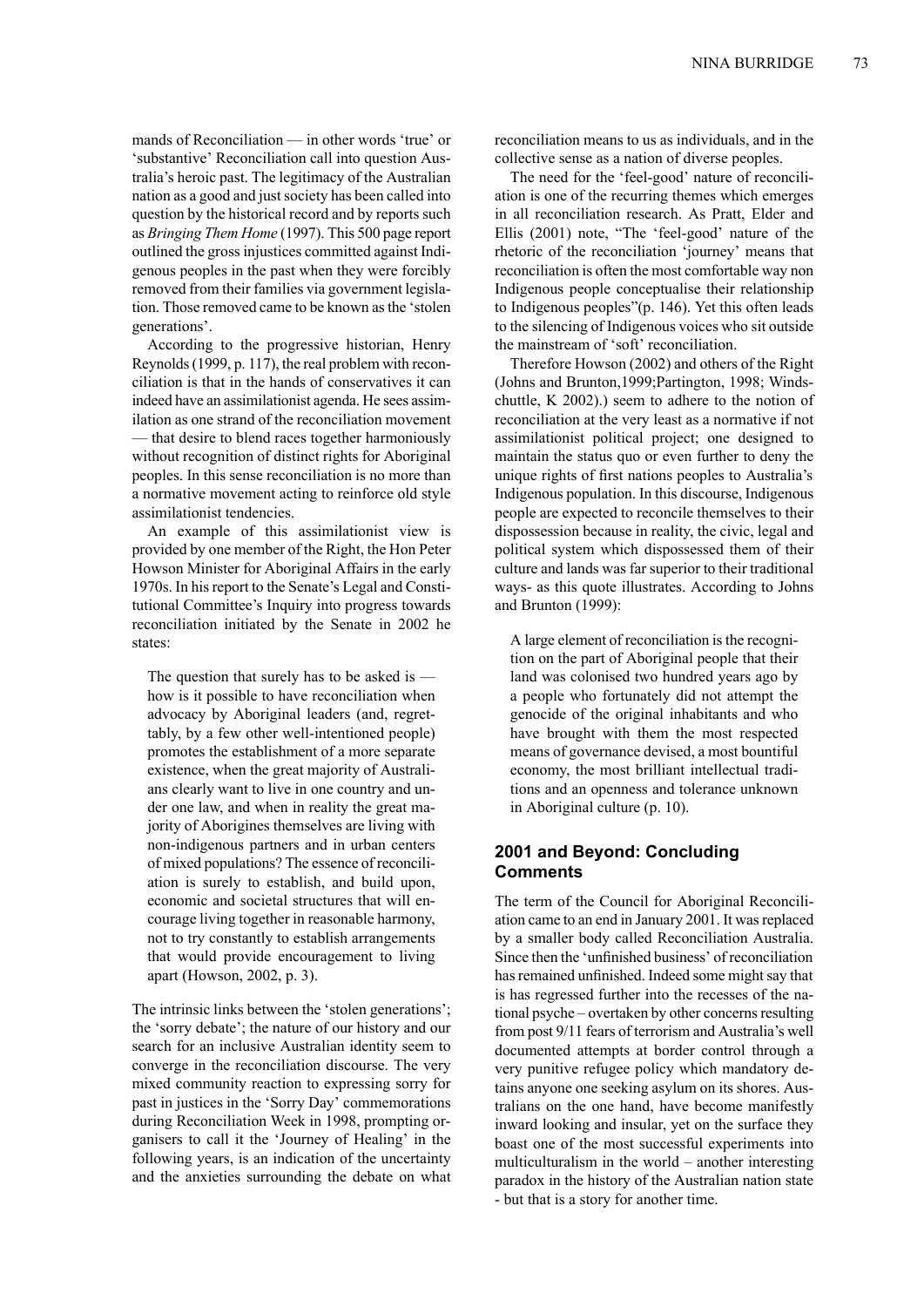mands of Reconciliation — in other words 'true' or 'substantive' Reconciliation call into question Australia's heroic past. The legitimacy of the Australian nation as a good and just society has been called into question by the historical record and by reports such as *Bringing Them Home* (1997). This 500 page report outlined the gross injustices committed against Indigenous peoples in the past when they were forcibly removed from their families via government legislation. Those removed came to be known as the 'stolen generations'.

According to the progressive historian, Henry Reynolds (1999, p. 117), the real problem with reconciliation is that in the hands of conservatives it can indeed have an assimilationist agenda. He sees assimilation as one strand of the reconciliation movement — that desire to blend races together harmoniously without recognition of distinct rights for Aboriginal peoples. In this sense reconciliation is no more than a normative movement acting to reinforce old style assimilationist tendencies.

An example of this assimilationist view is provided by one member of the Right, the Hon Peter Howson Minister for Aboriginal Affairs in the early 1970s. In his report to the Senate's Legal and Constitutional Committee's Inquiry into progress towards reconciliation initiated by the Senate in 2002 he states:

> The question that surely has to be asked is — how is it possible to have reconciliation when advocacy by Aboriginal leaders (and, regrettably, by a few other well-intentioned people) promotes the establishment of a more separate existence, when the great majority of Australians clearly want to live in one country and under one law, and when in reality the great majority of Aborigines themselves are living with non-indigenous partners and in urban centers of mixed populations? The essence of reconciliation is surely to establish, and build upon, economic and societal structures that will encourage living together in reasonable harmony, not to try constantly to establish arrangements that would provide encouragement to living apart (Howson, 2002, p. 3).

The intrinsic links between the 'stolen generations'; the 'sorry debate'; the nature of our history and our search for an inclusive Australian identity seem to converge in the reconciliation discourse. The very mixed community reaction to expressing sorry for past in justices in the 'Sorry Day' commemorations during Reconciliation Week in 1998, prompting organisers to call it the 'Journey of Healing' in the following years, is an indication of the uncertainty and the anxieties surrounding the debate on what reconciliation means to us as individuals, and in the collective sense as a nation of diverse peoples.

The need for the 'feel-good' nature of reconciliation is one of the recurring themes which emerges in all reconciliation research. As Pratt, Elder and Ellis (2001) note, "The 'feel-good' nature of the rhetoric of the reconciliation 'journey' means that reconciliation is often the most comfortable way non Indigenous people conceptualise their relationship to Indigenous peoples"(p. 146). Yet this often leads to the silencing of Indigenous voices who sit outside the mainstream of 'soft' reconciliation.

Therefore Howson (2002) and others of the Right (Johns and Brunton,1999;Partington, 1998; Windschuttle, K 2002).) seem to adhere to the notion of reconciliation at the very least as a normative if not assimilationist political project; one designed to maintain the status quo or even further to deny the unique rights of first nations peoples to Australia's Indigenous population. In this discourse, Indigenous people are expected to reconcile themselves to their dispossession because in reality, the civic, legal and political system which dispossessed them of their culture and lands was far superior to their traditional ways- as this quote illustrates. According to Johns and Brunton (1999):

> A large element of reconciliation is the recognition on the part of Aboriginal people that their land was colonised two hundred years ago by a people who fortunately did not attempt the genocide of the original inhabitants and who have brought with them the most respected means of governance devised, a most bountiful economy, the most brilliant intellectual traditions and an openness and tolerance unknown in Aboriginal culture (p. 10).

## 2001 and Beyond: Concluding Comments

The term of the Council for Aboriginal Reconciliation came to an end in January 2001. It was replaced by a smaller body called Reconciliation Australia. Since then the 'unfinished business' of reconciliation has remained unfinished. Indeed some might say that is has regressed further into the recesses of the national psyche – overtaken by other concerns resulting from post 9/11 fears of terrorism and Australia's well documented attempts at border control through a very punitive refugee policy which mandatory detains anyone one seeking asylum on its shores. Australians on the one hand, have become manifestly inward looking and insular, yet on the surface they boast one of the most successful experiments into multiculturalism in the world – another interesting paradox in the history of the Australian nation state - but that is a story for another time.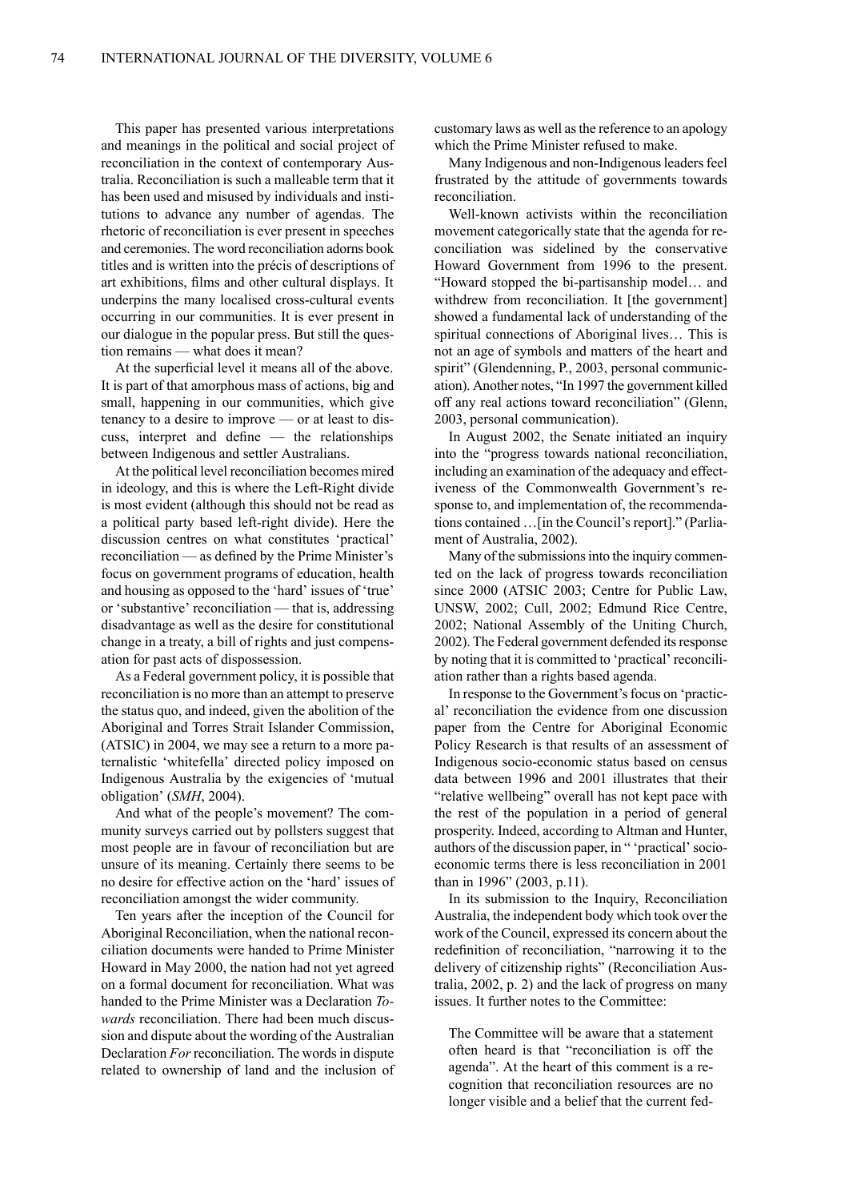This paper has presented various interpretations and meanings in the political and social project of reconciliation in the context of contemporary Australia. Reconciliation is such a malleable term that it has been used and misused by individuals and institutions to advance any number of agendas. The rhetoric of reconciliation is ever present in speeches and ceremonies. The word reconciliation adorns book titles and is written into the précis of descriptions of art exhibitions, films and other cultural displays. It underpins the many localised cross-cultural events occurring in our communities. It is ever present in our dialogue in the popular press. But still the question remains — what does it mean?

At the superficial level it means all of the above. It is part of that amorphous mass of actions, big and small, happening in our communities, which give tenancy to a desire to improve — or at least to discuss, interpret and define — the relationships between Indigenous and settler Australians.

At the political level reconciliation becomes mired in ideology, and this is where the Left-Right divide is most evident (although this should not be read as a political party based left-right divide). Here the discussion centres on what constitutes 'practical' reconciliation — as defined by the Prime Minister's focus on government programs of education, health and housing as opposed to the 'hard' issues of 'true' or 'substantive' reconciliation — that is, addressing disadvantage as well as the desire for constitutional change in a treaty, a bill of rights and just compensation for past acts of dispossession.

As a Federal government policy, it is possible that reconciliation is no more than an attempt to preserve the status quo, and indeed, given the abolition of the Aboriginal and Torres Strait Islander Commission, (ATSIC) in 2004, we may see a return to a more paternalistic 'whitefella' directed policy imposed on Indigenous Australia by the exigencies of 'mutual obligation' (*SMH*, 2004).

And what of the people's movement? The community surveys carried out by pollsters suggest that most people are in favour of reconciliation but are unsure of its meaning. Certainly there seems to be no desire for effective action on the 'hard' issues of reconciliation amongst the wider community.

Ten years after the inception of the Council for Aboriginal Reconciliation, when the national reconciliation documents were handed to Prime Minister Howard in May 2000, the nation had not yet agreed on a formal document for reconciliation. What was handed to the Prime Minister was a Declaration *Towards* reconciliation. There had been much discussion and dispute about the wording of the Australian Declaration *For* reconciliation. The words in dispute related to ownership of land and the inclusion of customary laws as well as the reference to an apology which the Prime Minister refused to make.

Many Indigenous and non-Indigenous leaders feel frustrated by the attitude of governments towards reconciliation.

Well-known activists within the reconciliation movement categorically state that the agenda for reconciliation was sidelined by the conservative Howard Government from 1996 to the present. "Howard stopped the bi-partisanship model… and withdrew from reconciliation. It [the government] showed a fundamental lack of understanding of the spiritual connections of Aboriginal lives… This is not an age of symbols and matters of the heart and spirit" (Glendenning, P., 2003, personal communication). Another notes, "In 1997 the government killed off any real actions toward reconciliation" (Glenn, 2003, personal communication).

In August 2002, the Senate initiated an inquiry into the "progress towards national reconciliation, including an examination of the adequacy and effectiveness of the Commonwealth Government's response to, and implementation of, the recommendations contained …[in the Council's report]." (Parliament of Australia, 2002).

Many of the submissions into the inquiry commented on the lack of progress towards reconciliation since 2000 (ATSIC 2003; Centre for Public Law, UNSW, 2002; Cull, 2002; Edmund Rice Centre, 2002; National Assembly of the Uniting Church, 2002). The Federal government defended its response by noting that it is committed to 'practical' reconciliation rather than a rights based agenda.

In response to the Government's focus on 'practical' reconciliation the evidence from one discussion paper from the Centre for Aboriginal Economic Policy Research is that results of an assessment of Indigenous socio-economic status based on census data between 1996 and 2001 illustrates that their "relative wellbeing" overall has not kept pace with the rest of the population in a period of general prosperity. Indeed, according to Altman and Hunter, authors of the discussion paper, in " 'practical' socio-economic terms there is less reconciliation in 2001 than in 1996" (2003, p.11).

In its submission to the Inquiry, Reconciliation Australia, the independent body which took over the work of the Council, expressed its concern about the redefinition of reconciliation, "narrowing it to the delivery of citizenship rights" (Reconciliation Australia, 2002, p. 2) and the lack of progress on many issues. It further notes to the Committee:

> The Committee will be aware that a statement often heard is that "reconciliation is off the agenda". At the heart of this comment is a recognition that reconciliation resources are no longer visible and a belief that the current fed-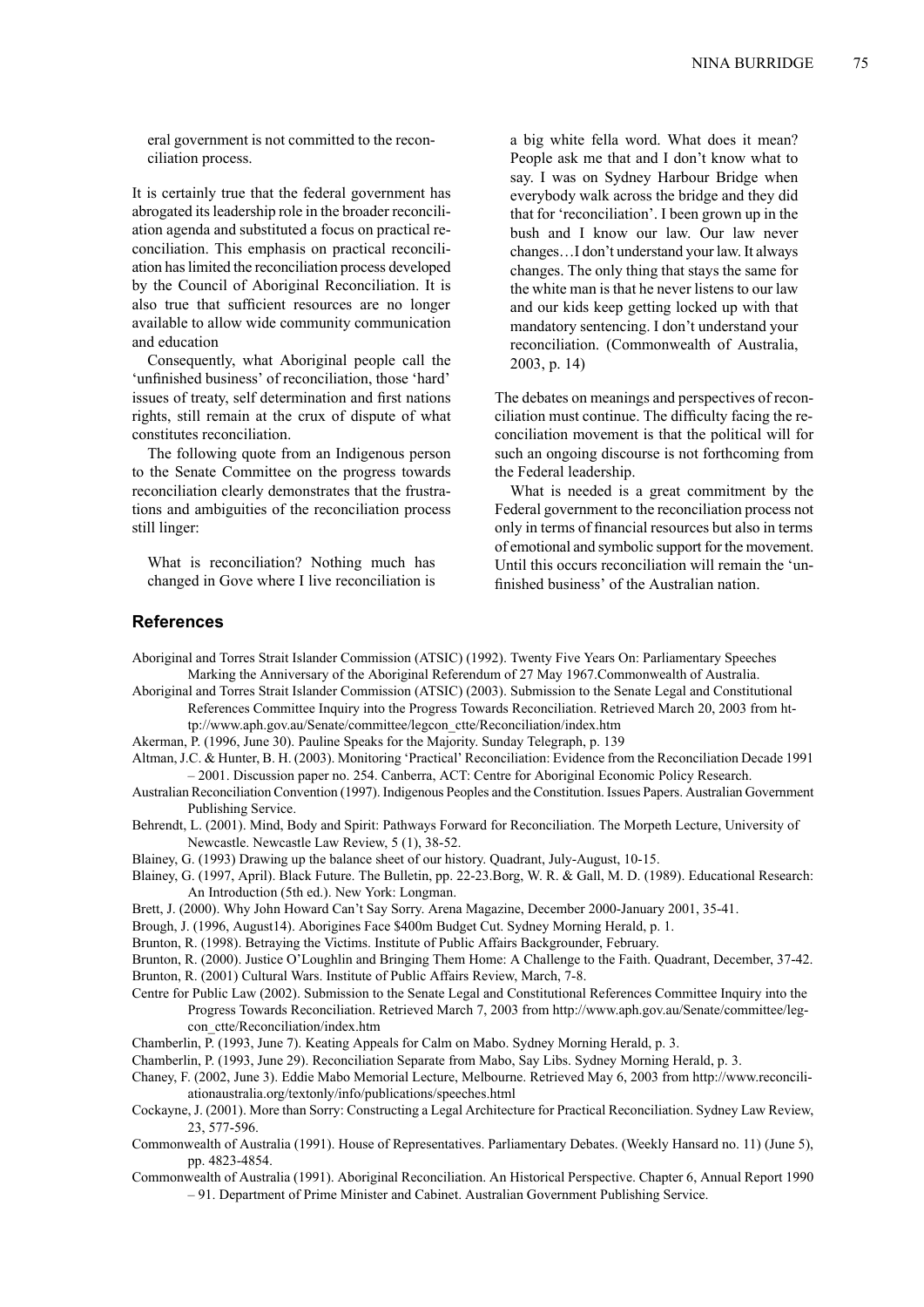eral government is not committed to the reconciliation process.

It is certainly true that the federal government has abrogated its leadership role in the broader reconciliation agenda and substituted a focus on practical reconciliation. This emphasis on practical reconciliation has limited the reconciliation process developed by the Council of Aboriginal Reconciliation. It is also true that sufficient resources are no longer available to allow wide community communication and education

Consequently, what Aboriginal people call the 'unfinished business' of reconciliation, those 'hard' issues of treaty, self determination and first nations rights, still remain at the crux of dispute of what constitutes reconciliation.

The following quote from an Indigenous person to the Senate Committee on the progress towards reconciliation clearly demonstrates that the frustrations and ambiguities of the reconciliation process still linger:

> What is reconciliation? Nothing much has changed in Gove where I live reconciliation is a big white fella word. What does it mean? People ask me that and I don't know what to say. I was on Sydney Harbour Bridge when everybody walk across the bridge and they did that for 'reconciliation'. I been grown up in the bush and I know our law. Our law never changes…I don't understand your law. It always changes. The only thing that stays the same for the white man is that he never listens to our law and our kids keep getting locked up with that mandatory sentencing. I don't understand your reconciliation. (Commonwealth of Australia, 2003, p. 14)

The debates on meanings and perspectives of reconciliation must continue. The difficulty facing the reconciliation movement is that the political will for such an ongoing discourse is not forthcoming from the Federal leadership.

What is needed is a great commitment by the Federal government to the reconciliation process not only in terms of financial resources but also in terms of emotional and symbolic support for the movement. Until this occurs reconciliation will remain the 'unfinished business' of the Australian nation.

## References

Aboriginal and Torres Strait Islander Commission (ATSIC) (1992). Twenty Five Years On: Parliamentary Speeches Marking the Anniversary of the Aboriginal Referendum of 27 May 1967.Commonwealth of Australia.

Aboriginal and Torres Strait Islander Commission (ATSIC) (2003). Submission to the Senate Legal and Constitutional References Committee Inquiry into the Progress Towards Reconciliation. Retrieved March 20, 2003 from http://www.aph.gov.au/Senate/committee/legcon_ctte/Reconciliation/index.htm

Akerman, P. (1996, June 30). Pauline Speaks for the Majority. Sunday Telegraph, p. 139

Altman, J.C. & Hunter, B. H. (2003). Monitoring 'Practical' Reconciliation: Evidence from the Reconciliation Decade 1991 – 2001. Discussion paper no. 254. Canberra, ACT: Centre for Aboriginal Economic Policy Research.

Australian Reconciliation Convention (1997). Indigenous Peoples and the Constitution. Issues Papers. Australian Government Publishing Service.

Behrendt, L. (2001). Mind, Body and Spirit: Pathways Forward for Reconciliation. The Morpeth Lecture, University of Newcastle. Newcastle Law Review, 5 (1), 38-52.

Blainey, G. (1993) Drawing up the balance sheet of our history. Quadrant, July-August, 10-15.

Blainey, G. (1997, April). Black Future. The Bulletin, pp. 22-23.Borg, W. R. & Gall, M. D. (1989). Educational Research: An Introduction (5th ed.). New York: Longman.

Brett, J. (2000). Why John Howard Can't Say Sorry. Arena Magazine, December 2000-January 2001, 35-41.

Brough, J. (1996, August14). Aborigines Face $400m Budget Cut. Sydney Morning Herald, p. 1.

Brunton, R. (1998). Betraying the Victims. Institute of Public Affairs Backgrounder, February.

Brunton, R. (2000). Justice O'Loughlin and Bringing Them Home: A Challenge to the Faith. Quadrant, December, 37-42.

Brunton, R. (2001) Cultural Wars. Institute of Public Affairs Review, March, 7-8.

Centre for Public Law (2002). Submission to the Senate Legal and Constitutional References Committee Inquiry into the Progress Towards Reconciliation. Retrieved March 7, 2003 from http://www.aph.gov.au/Senate/committee/legcon_ctte/Reconciliation/index.htm

Chamberlin, P. (1993, June 7). Keating Appeals for Calm on Mabo. Sydney Morning Herald, p. 3.

Chamberlin, P. (1993, June 29). Reconciliation Separate from Mabo, Say Libs. Sydney Morning Herald, p. 3.

Chaney, F. (2002, June 3). Eddie Mabo Memorial Lecture, Melbourne. Retrieved May 6, 2003 from http://www.reconciliationaustralia.org/textonly/info/publications/speeches.html

Cockayne, J. (2001). More than Sorry: Constructing a Legal Architecture for Practical Reconciliation. Sydney Law Review, 23, 577-596.

Commonwealth of Australia (1991). House of Representatives. Parliamentary Debates. (Weekly Hansard no. 11) (June 5), pp. 4823-4854.

Commonwealth of Australia (1991). Aboriginal Reconciliation. An Historical Perspective. Chapter 6, Annual Report 1990 – 91. Department of Prime Minister and Cabinet. Australian Government Publishing Service.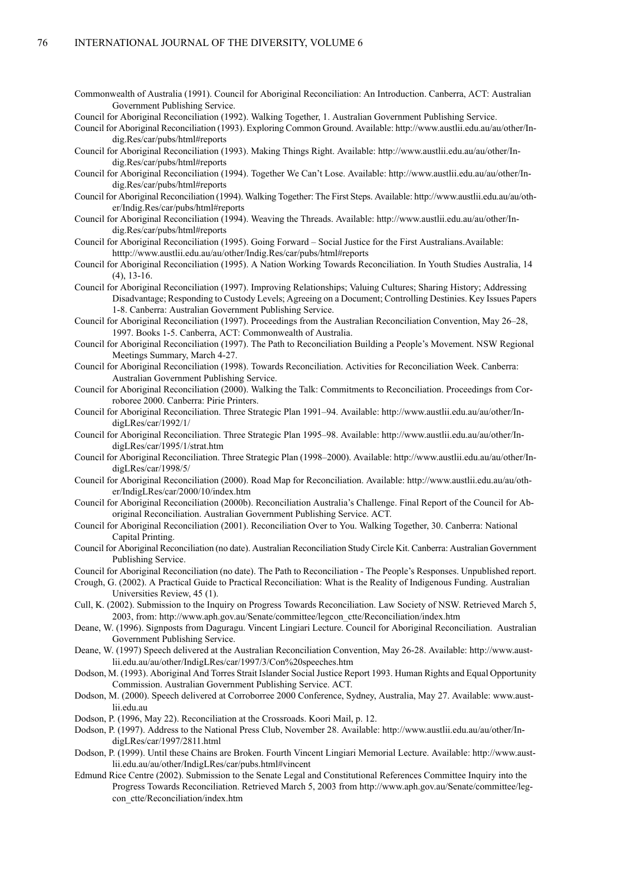Commonwealth of Australia (1991). Council for Aboriginal Reconciliation: An Introduction. Canberra, ACT: Australian Government Publishing Service.

Council for Aboriginal Reconciliation (1992). Walking Together, 1. Australian Government Publishing Service.

Council for Aboriginal Reconciliation (1993). Exploring Common Ground. Available: http://www.austlii.edu.au/au/other/Indig.Res/car/pubs/html#reports

Council for Aboriginal Reconciliation (1993). Making Things Right. Available: http://www.austlii.edu.au/au/other/Indig.Res/car/pubs/html#reports

Council for Aboriginal Reconciliation (1994). Together We Can't Lose. Available: http://www.austlii.edu.au/au/other/Indig.Res/car/pubs/html#reports

Council for Aboriginal Reconciliation (1994). Walking Together: The First Steps. Available: http://www.austlii.edu.au/au/other/Indig.Res/car/pubs/html#reports

Council for Aboriginal Reconciliation (1994). Weaving the Threads. Available: http://www.austlii.edu.au/au/other/Indig.Res/car/pubs/html#reports

Council for Aboriginal Reconciliation (1995). Going Forward – Social Justice for the First Australians.Available: htttp://www.austlii.edu.au/au/other/Indig.Res/car/pubs/html#reports

Council for Aboriginal Reconciliation (1995). A Nation Working Towards Reconciliation. In Youth Studies Australia, 14 (4), 13-16.

Council for Aboriginal Reconciliation (1997). Improving Relationships; Valuing Cultures; Sharing History; Addressing Disadvantage; Responding to Custody Levels; Agreeing on a Document; Controlling Destinies. Key Issues Papers 1-8. Canberra: Australian Government Publishing Service.

Council for Aboriginal Reconciliation (1997). Proceedings from the Australian Reconciliation Convention, May 26–28, 1997. Books 1-5. Canberra, ACT: Commonwealth of Australia.

Council for Aboriginal Reconciliation (1997). The Path to Reconciliation Building a People's Movement. NSW Regional Meetings Summary, March 4-27.

Council for Aboriginal Reconciliation (1998). Towards Reconciliation. Activities for Reconciliation Week. Canberra: Australian Government Publishing Service.

Council for Aboriginal Reconciliation (2000). Walking the Talk: Commitments to Reconciliation. Proceedings from Corroboree 2000. Canberra: Pirie Printers.

Council for Aboriginal Reconciliation. Three Strategic Plan 1991–94. Available: http://www.austlii.edu.au/au/other/IndigLRes/car/1992/1/

Council for Aboriginal Reconciliation. Three Strategic Plan 1995–98. Available: http://www.austlii.edu.au/au/other/IndigLRes/car/1995/1/strat.htm

Council for Aboriginal Reconciliation. Three Strategic Plan (1998–2000). Available: http://www.austlii.edu.au/au/other/IndigLRes/car/1998/5/

Council for Aboriginal Reconciliation (2000). Road Map for Reconciliation. Available: http://www.austlii.edu.au/au/other/IndigLRes/car/2000/10/index.htm

Council for Aboriginal Reconciliation (2000b). Reconciliation Australia's Challenge. Final Report of the Council for Aboriginal Reconciliation. Australian Government Publishing Service. ACT.

Council for Aboriginal Reconciliation (2001). Reconciliation Over to You. Walking Together, 30. Canberra: National Capital Printing.

Council for Aboriginal Reconciliation (no date). Australian Reconciliation Study Circle Kit. Canberra: Australian Government Publishing Service.

Council for Aboriginal Reconciliation (no date). The Path to Reconciliation - The People's Responses. Unpublished report.

Crough, G. (2002). A Practical Guide to Practical Reconciliation: What is the Reality of Indigenous Funding. Australian Universities Review, 45 (1).

Cull, K. (2002). Submission to the Inquiry on Progress Towards Reconciliation. Law Society of NSW. Retrieved March 5, 2003, from: http://www.aph.gov.au/Senate/committee/legcon_ctte/Reconciliation/index.htm

Deane, W. (1996). Signposts from Daguragu. Vincent Lingiari Lecture. Council for Aboriginal Reconciliation. Australian Government Publishing Service.

Deane, W. (1997) Speech delivered at the Australian Reconciliation Convention, May 26-28. Available: http://www.austlii.edu.au/au/other/IndigLRes/car/1997/3/Con%20speeches.htm

Dodson, M. (1993). Aboriginal And Torres Strait Islander Social Justice Report 1993. Human Rights and Equal Opportunity Commission. Australian Government Publishing Service. ACT.

Dodson, M. (2000). Speech delivered at Corroborree 2000 Conference, Sydney, Australia, May 27. Available: www.austlii.edu.au

Dodson, P. (1996, May 22). Reconciliation at the Crossroads. Koori Mail, p. 12.

Dodson, P. (1997). Address to the National Press Club, November 28. Available: http://www.austlii.edu.au/au/other/IndigLRes/car/1997/2811.html

Dodson, P. (1999). Until these Chains are Broken. Fourth Vincent Lingiari Memorial Lecture. Available: http://www.austlii.edu.au/au/other/IndigLRes/car/pubs.html#vincent

Edmund Rice Centre (2002). Submission to the Senate Legal and Constitutional References Committee Inquiry into the Progress Towards Reconciliation. Retrieved March 5, 2003 from http://www.aph.gov.au/Senate/committee/legcon_ctte/Reconciliation/index.htm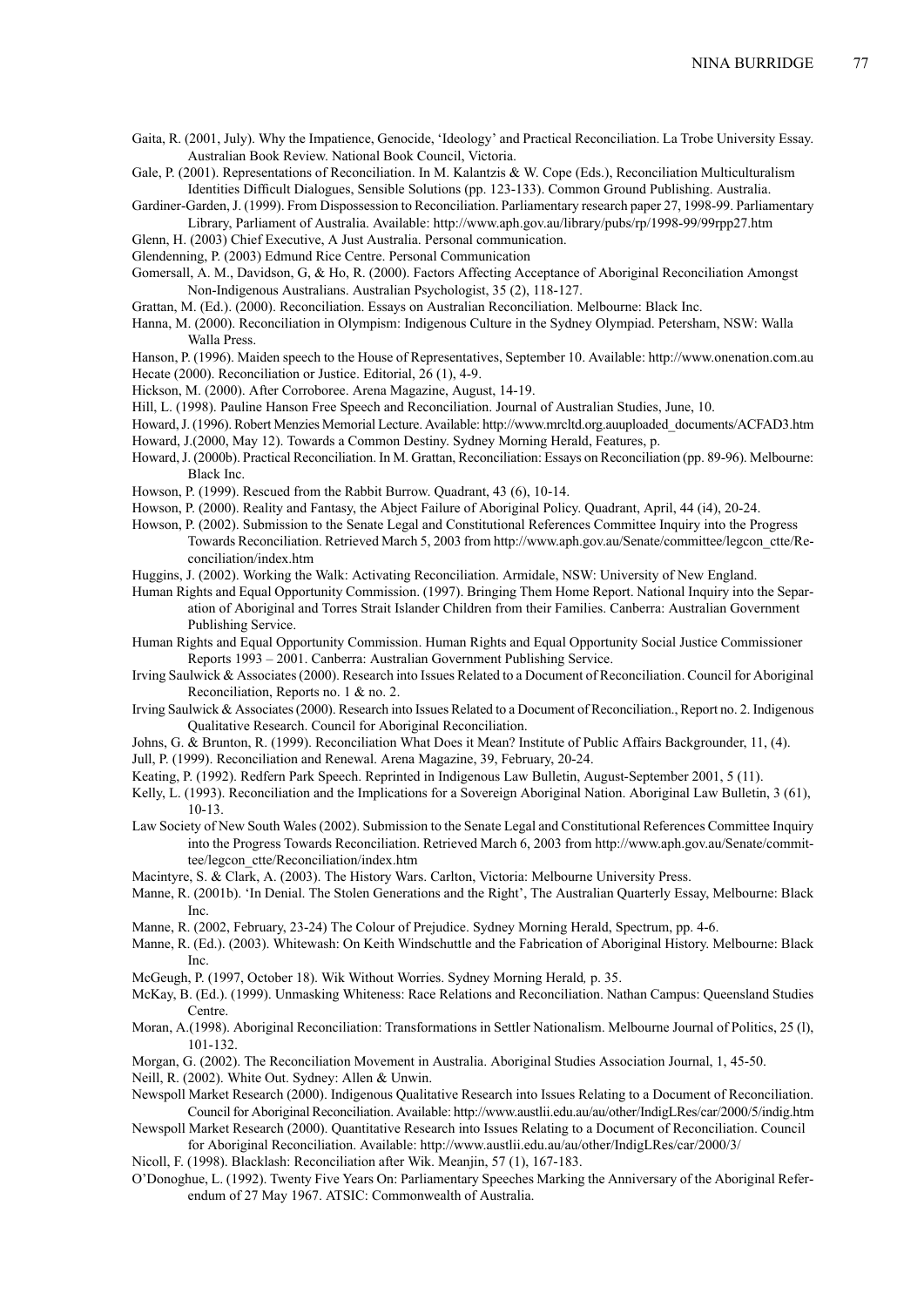Gaita, R. (2001, July). Why the Impatience, Genocide, 'Ideology' and Practical Reconciliation. La Trobe University Essay. Australian Book Review. National Book Council, Victoria.

Gale, P. (2001). Representations of Reconciliation. In M. Kalantzis & W. Cope (Eds.), Reconciliation Multiculturalism Identities Difficult Dialogues, Sensible Solutions (pp. 123-133). Common Ground Publishing. Australia.

Gardiner-Garden, J. (1999). From Dispossession to Reconciliation. Parliamentary research paper 27, 1998-99. Parliamentary Library, Parliament of Australia. Available: http://www.aph.gov.au/library/pubs/rp/1998-99/99rpp27.htm

Glenn, H. (2003) Chief Executive, A Just Australia. Personal communication.

Glendenning, P. (2003) Edmund Rice Centre. Personal Communication

Gomersall, A. M., Davidson, G, & Ho, R. (2000). Factors Affecting Acceptance of Aboriginal Reconciliation Amongst Non-Indigenous Australians. Australian Psychologist, 35 (2), 118-127.

Grattan, M. (Ed.). (2000). Reconciliation. Essays on Australian Reconciliation. Melbourne: Black Inc.

Hanna, M. (2000). Reconciliation in Olympism: Indigenous Culture in the Sydney Olympiad. Petersham, NSW: Walla Walla Press.

Hanson, P. (1996). Maiden speech to the House of Representatives, September 10. Available: http://www.onenation.com.au

Hecate (2000). Reconciliation or Justice. Editorial, 26 (1), 4-9.

Hickson, M. (2000). After Corroboree. Arena Magazine, August, 14-19.

Hill, L. (1998). Pauline Hanson Free Speech and Reconciliation. Journal of Australian Studies, June, 10.

Howard, J. (1996). Robert Menzies Memorial Lecture. Available: http://www.mrcltd.org.auuploaded_documents/ACFAD3.htm

Howard, J.(2000, May 12). Towards a Common Destiny. Sydney Morning Herald, Features, p.

Howard, J. (2000b). Practical Reconciliation. In M. Grattan, Reconciliation: Essays on Reconciliation (pp. 89-96). Melbourne: Black Inc.

Howson, P. (1999). Rescued from the Rabbit Burrow. Quadrant, 43 (6), 10-14.

Howson, P. (2000). Reality and Fantasy, the Abject Failure of Aboriginal Policy. Quadrant, April, 44 (i4), 20-24.

Howson, P. (2002). Submission to the Senate Legal and Constitutional References Committee Inquiry into the Progress Towards Reconciliation. Retrieved March 5, 2003 from http://www.aph.gov.au/Senate/committee/legcon_ctte/Reconciliation/index.htm

Huggins, J. (2002). Working the Walk: Activating Reconciliation. Armidale, NSW: University of New England.

Human Rights and Equal Opportunity Commission. (1997). Bringing Them Home Report. National Inquiry into the Separation of Aboriginal and Torres Strait Islander Children from their Families. Canberra: Australian Government Publishing Service.

Human Rights and Equal Opportunity Commission. Human Rights and Equal Opportunity Social Justice Commissioner Reports 1993 – 2001. Canberra: Australian Government Publishing Service.

Irving Saulwick & Associates (2000). Research into Issues Related to a Document of Reconciliation. Council for Aboriginal Reconciliation, Reports no. 1 & no. 2.

Irving Saulwick & Associates (2000). Research into Issues Related to a Document of Reconciliation., Report no. 2. Indigenous Qualitative Research. Council for Aboriginal Reconciliation.

Johns, G. & Brunton, R. (1999). Reconciliation What Does it Mean? Institute of Public Affairs Backgrounder, 11, (4).

Jull, P. (1999). Reconciliation and Renewal. Arena Magazine, 39, February, 20-24.

Keating, P. (1992). Redfern Park Speech. Reprinted in Indigenous Law Bulletin, August-September 2001, 5 (11).

Kelly, L. (1993). Reconciliation and the Implications for a Sovereign Aboriginal Nation. Aboriginal Law Bulletin, 3 (61), 10-13.

Law Society of New South Wales (2002). Submission to the Senate Legal and Constitutional References Committee Inquiry into the Progress Towards Reconciliation. Retrieved March 6, 2003 from http://www.aph.gov.au/Senate/committee/legcon_ctte/Reconciliation/index.htm

Macintyre, S. & Clark, A. (2003). The History Wars. Carlton, Victoria: Melbourne University Press.

Manne, R. (2001b). 'In Denial. The Stolen Generations and the Right', The Australian Quarterly Essay, Melbourne: Black Inc.

Manne, R. (2002, February, 23-24) The Colour of Prejudice. Sydney Morning Herald, Spectrum, pp. 4-6.

Manne, R. (Ed.). (2003). Whitewash: On Keith Windschuttle and the Fabrication of Aboriginal History. Melbourne: Black Inc.

McGeugh, P. (1997, October 18). Wik Without Worries. Sydney Morning Herald*,* p. 35.

McKay, B. (Ed.). (1999). Unmasking Whiteness: Race Relations and Reconciliation. Nathan Campus: Queensland Studies Centre.

Moran, A.(1998). Aboriginal Reconciliation: Transformations in Settler Nationalism. Melbourne Journal of Politics, 25 (l), 101-132.

Morgan, G. (2002). The Reconciliation Movement in Australia. Aboriginal Studies Association Journal, 1, 45-50.

Neill, R. (2002). White Out. Sydney: Allen & Unwin.

Newspoll Market Research (2000). Indigenous Qualitative Research into Issues Relating to a Document of Reconciliation. Council for Aboriginal Reconciliation. Available: http://www.austlii.edu.au/au/other/IndigLRes/car/2000/5/indig.htm

Newspoll Market Research (2000). Quantitative Research into Issues Relating to a Document of Reconciliation. Council for Aboriginal Reconciliation. Available: http://www.austlii.edu.au/au/other/IndigLRes/car/2000/3/

Nicoll, F. (1998). Blacklash: Reconciliation after Wik. Meanjin, 57 (1), 167-183.

O'Donoghue, L. (1992). Twenty Five Years On: Parliamentary Speeches Marking the Anniversary of the Aboriginal Referendum of 27 May 1967. ATSIC: Commonwealth of Australia.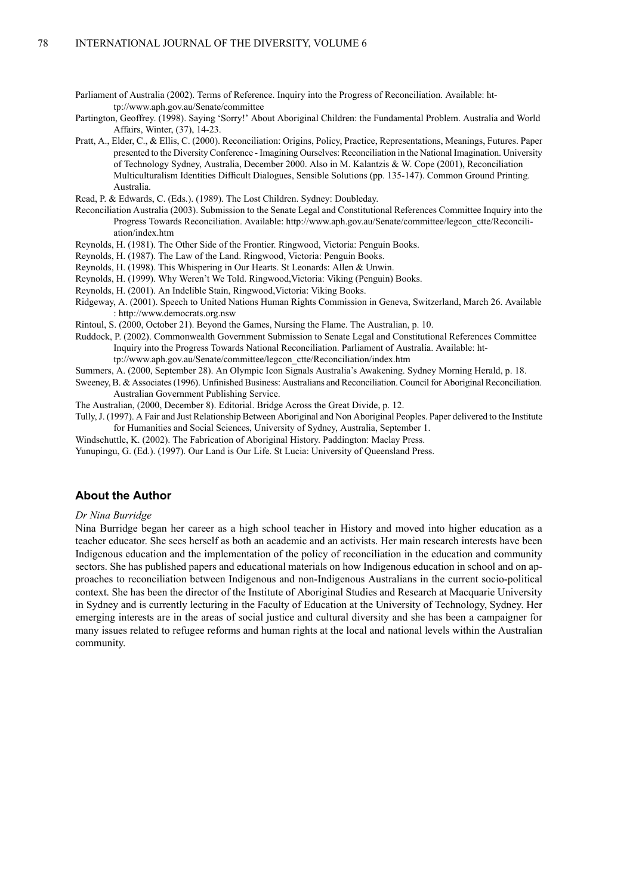Parliament of Australia (2002). Terms of Reference. Inquiry into the Progress of Reconciliation. Available: http://www.aph.gov.au/Senate/committee

Partington, Geoffrey. (1998). Saying 'Sorry!' About Aboriginal Children: the Fundamental Problem. Australia and World Affairs, Winter, (37), 14-23.

Pratt, A., Elder, C., & Ellis, C. (2000). Reconciliation: Origins, Policy, Practice, Representations, Meanings, Futures. Paper presented to the Diversity Conference - Imagining Ourselves: Reconciliation in the National Imagination. University of Technology Sydney, Australia, December 2000. Also in M. Kalantzis & W. Cope (2001), Reconciliation Multiculturalism Identities Difficult Dialogues, Sensible Solutions (pp. 135-147). Common Ground Printing. Australia.

Read, P. & Edwards, C. (Eds.). (1989). The Lost Children. Sydney: Doubleday.

Reconciliation Australia (2003). Submission to the Senate Legal and Constitutional References Committee Inquiry into the Progress Towards Reconciliation. Available: http://www.aph.gov.au/Senate/committee/legcon_ctte/Reconciliation/index.htm

Reynolds, H. (1981). The Other Side of the Frontier. Ringwood, Victoria: Penguin Books.

Reynolds, H. (1987). The Law of the Land. Ringwood, Victoria: Penguin Books.

Reynolds, H. (1998). This Whispering in Our Hearts. St Leonards: Allen & Unwin.

Reynolds, H. (1999). Why Weren't We Told. Ringwood,Victoria: Viking (Penguin) Books.

Reynolds, H. (2001). An Indelible Stain, Ringwood,Victoria: Viking Books.

Ridgeway, A. (2001). Speech to United Nations Human Rights Commission in Geneva, Switzerland, March 26. Available : http://www.democrats.org.nsw

Rintoul, S. (2000, October 21). Beyond the Games, Nursing the Flame. The Australian, p. 10.

Ruddock, P. (2002). Commonwealth Government Submission to Senate Legal and Constitutional References Committee Inquiry into the Progress Towards National Reconciliation. Parliament of Australia. Available: http://www.aph.gov.au/Senate/committee/legcon_ctte/Reconciliation/index.htm

Summers, A. (2000, September 28). An Olympic Icon Signals Australia's Awakening. Sydney Morning Herald, p. 18.

Sweeney, B. & Associates (1996). Unfinished Business: Australians and Reconciliation. Council for Aboriginal Reconciliation. Australian Government Publishing Service.

The Australian, (2000, December 8). Editorial. Bridge Across the Great Divide, p. 12.

Tully, J. (1997). A Fair and Just Relationship Between Aboriginal and Non Aboriginal Peoples. Paper delivered to the Institute for Humanities and Social Sciences, University of Sydney, Australia, September 1.

Windschuttle, K. (2002). The Fabrication of Aboriginal History. Paddington: Maclay Press.

Yunupingu, G. (Ed.). (1997). Our Land is Our Life. St Lucia: University of Queensland Press.

## About the Author

*Dr Nina Burridge*

Nina Burridge began her career as a high school teacher in History and moved into higher education as a teacher educator. She sees herself as both an academic and an activists. Her main research interests have been Indigenous education and the implementation of the policy of reconciliation in the education and community sectors. She has published papers and educational materials on how Indigenous education in school and on approaches to reconciliation between Indigenous and non-Indigenous Australians in the current socio-political context. She has been the director of the Institute of Aboriginal Studies and Research at Macquarie University in Sydney and is currently lecturing in the Faculty of Education at the University of Technology, Sydney. Her emerging interests are in the areas of social justice and cultural diversity and she has been a campaigner for many issues related to refugee reforms and human rights at the local and national levels within the Australian community.